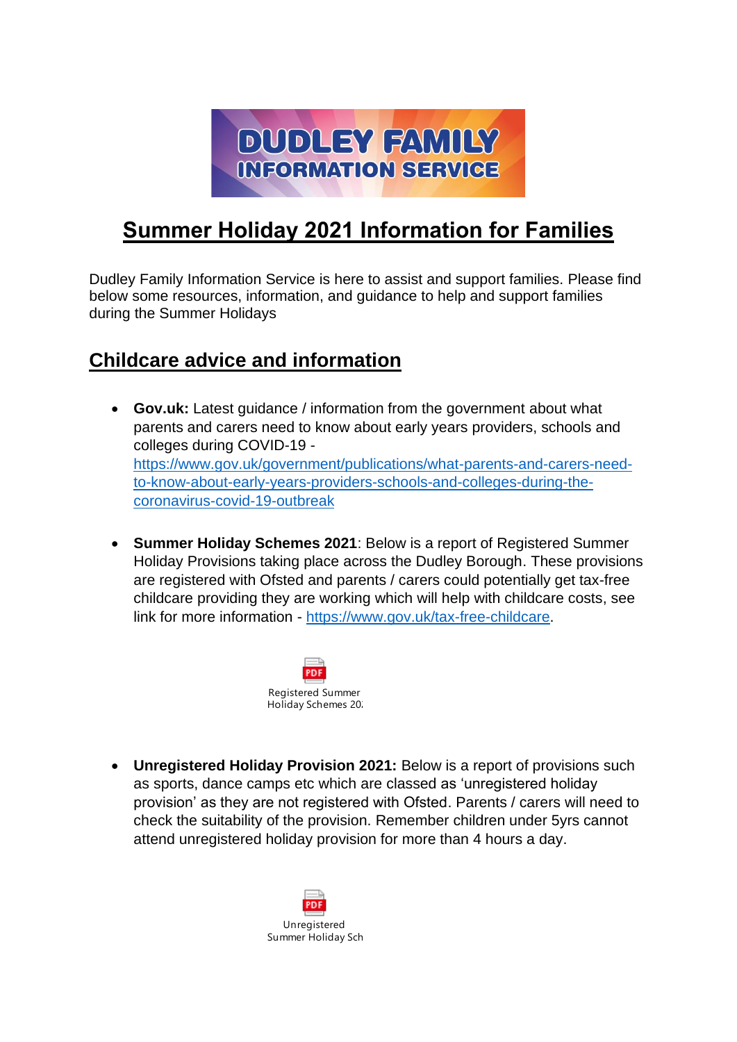**DUDLEY FAMILY INFORMATION SERVICE**

# Summer Holiday 2021 Information for Families

Dudley Family Information Service is here to assist and support families. Please find below some resources, information, and guidance to help and support families during the Summer Holidays

## Childcare advice and information

- **Gov.uk:** Latest guidance / information from the government about what parents and carers need to know about early years providers, schools and colleges during COVID-19 - https://www.gov.uk/government/publications/what-parents-and-carers-need-to-know-about-early-years-providers-schools-and-colleges-during-the-coronavirus-covid-19-outbreak

- **Summer Holiday Schemes 2021**: Below is a report of Registered Summer Holiday Provisions taking place across the Dudley Borough. These provisions are registered with Ofsted and parents / carers could potentially get tax-free childcare providing they are working which will help with childcare costs, see link for more information - https://www.gov.uk/tax-free-childcare.

  PDF
  Registered Summer Holiday Schemes 20:

- **Unregistered Holiday Provision 2021:** Below is a report of provisions such as sports, dance camps etc which are classed as 'unregistered holiday provision' as they are not registered with Ofsted. Parents / carers will need to check the suitability of the provision. Remember children under 5yrs cannot attend unregistered holiday provision for more than 4 hours a day.

  PDF
  Unregistered Summer Holiday Sch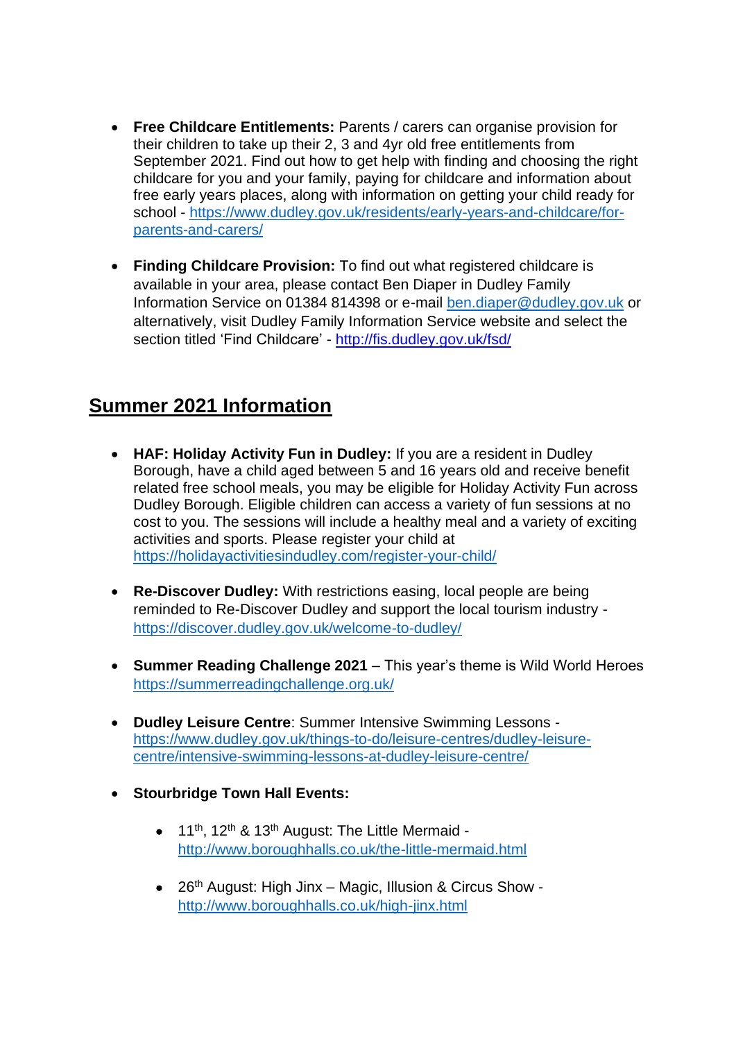- **Free Childcare Entitlements:** Parents / carers can organise provision for their children to take up their 2, 3 and 4yr old free entitlements from September 2021. Find out how to get help with finding and choosing the right childcare for you and your family, paying for childcare and information about free early years places, along with information on getting your child ready for school - https://www.dudley.gov.uk/residents/early-years-and-childcare/for-parents-and-carers/

- **Finding Childcare Provision:** To find out what registered childcare is available in your area, please contact Ben Diaper in Dudley Family Information Service on 01384 814398 or e-mail ben.diaper@dudley.gov.uk or alternatively, visit Dudley Family Information Service website and select the section titled 'Find Childcare' - http://fis.dudley.gov.uk/fsd/

## Summer 2021 Information

- **HAF: Holiday Activity Fun in Dudley:** If you are a resident in Dudley Borough, have a child aged between 5 and 16 years old and receive benefit related free school meals, you may be eligible for Holiday Activity Fun across Dudley Borough. Eligible children can access a variety of fun sessions at no cost to you. The sessions will include a healthy meal and a variety of exciting activities and sports. Please register your child at https://holidayactivitiesindudley.com/register-your-child/

- **Re-Discover Dudley:** With restrictions easing, local people are being reminded to Re-Discover Dudley and support the local tourism industry - https://discover.dudley.gov.uk/welcome-to-dudley/

- **Summer Reading Challenge 2021** – This year's theme is Wild World Heroes https://summerreadingchallenge.org.uk/

- **Dudley Leisure Centre**: Summer Intensive Swimming Lessons - https://www.dudley.gov.uk/things-to-do/leisure-centres/dudley-leisure-centre/intensive-swimming-lessons-at-dudley-leisure-centre/

- **Stourbridge Town Hall Events:**
  - 11th, 12th & 13th August: The Little Mermaid - http://www.boroughhalls.co.uk/the-little-mermaid.html
  - 26th August: High Jinx – Magic, Illusion & Circus Show - http://www.boroughhalls.co.uk/high-jinx.html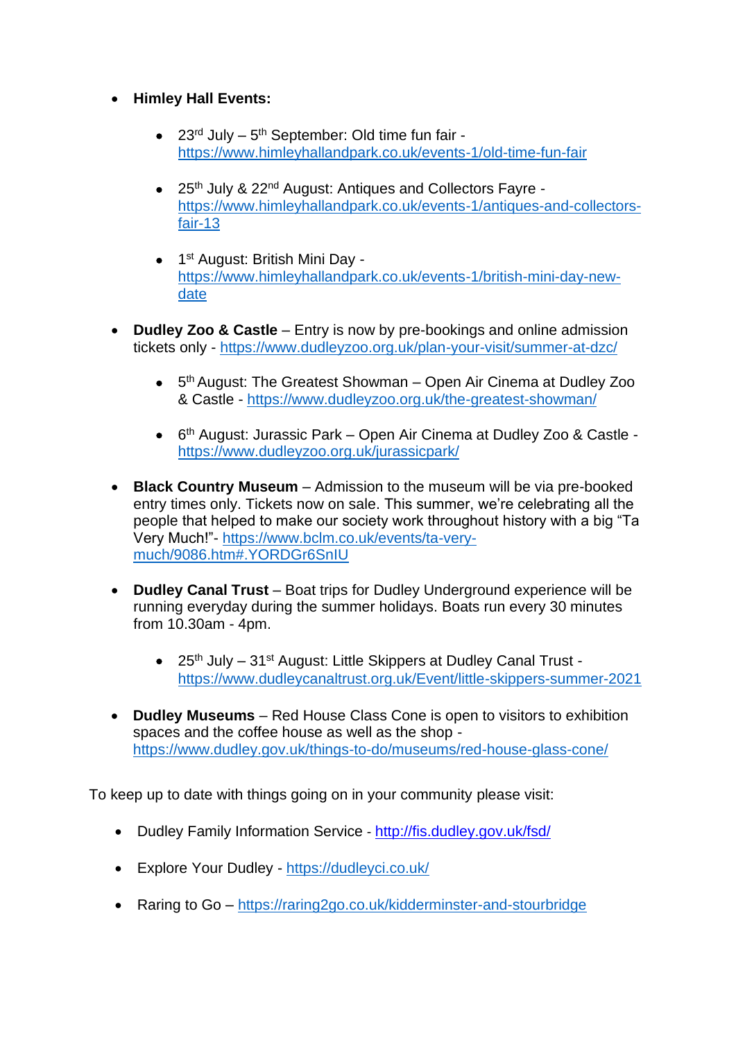- **Himley Hall Events:**

    - 23rd July – 5th September: Old time fun fair - https://www.himleyhallandpark.co.uk/events-1/old-time-fun-fair

    - 25th July & 22nd August: Antiques and Collectors Fayre - https://www.himleyhallandpark.co.uk/events-1/antiques-and-collectors-fair-13

    - 1st August: British Mini Day - https://www.himleyhallandpark.co.uk/events-1/british-mini-day-new-date

- **Dudley Zoo & Castle** – Entry is now by pre-bookings and online admission tickets only - https://www.dudleyzoo.org.uk/plan-your-visit/summer-at-dzc/

    - 5th August: The Greatest Showman – Open Air Cinema at Dudley Zoo & Castle - https://www.dudleyzoo.org.uk/the-greatest-showman/

    - 6th August: Jurassic Park – Open Air Cinema at Dudley Zoo & Castle - https://www.dudleyzoo.org.uk/jurassicpark/

- **Black Country Museum** – Admission to the museum will be via pre-booked entry times only. Tickets now on sale. This summer, we're celebrating all the people that helped to make our society work throughout history with a big "Ta Very Much!"- https://www.bclm.co.uk/events/ta-very-much/9086.htm#.YORDGr6SnIU

- **Dudley Canal Trust** – Boat trips for Dudley Underground experience will be running everyday during the summer holidays. Boats run every 30 minutes from 10.30am - 4pm.

    - 25th July – 31st August: Little Skippers at Dudley Canal Trust - https://www.dudleycanaltrust.org.uk/Event/little-skippers-summer-2021

- **Dudley Museums** – Red House Class Cone is open to visitors to exhibition spaces and the coffee house as well as the shop - https://www.dudley.gov.uk/things-to-do/museums/red-house-glass-cone/

To keep up to date with things going on in your community please visit:

- Dudley Family Information Service - http://fis.dudley.gov.uk/fsd/

- Explore Your Dudley - https://dudleyci.co.uk/

- Raring to Go – https://raring2go.co.uk/kidderminster-and-stourbridge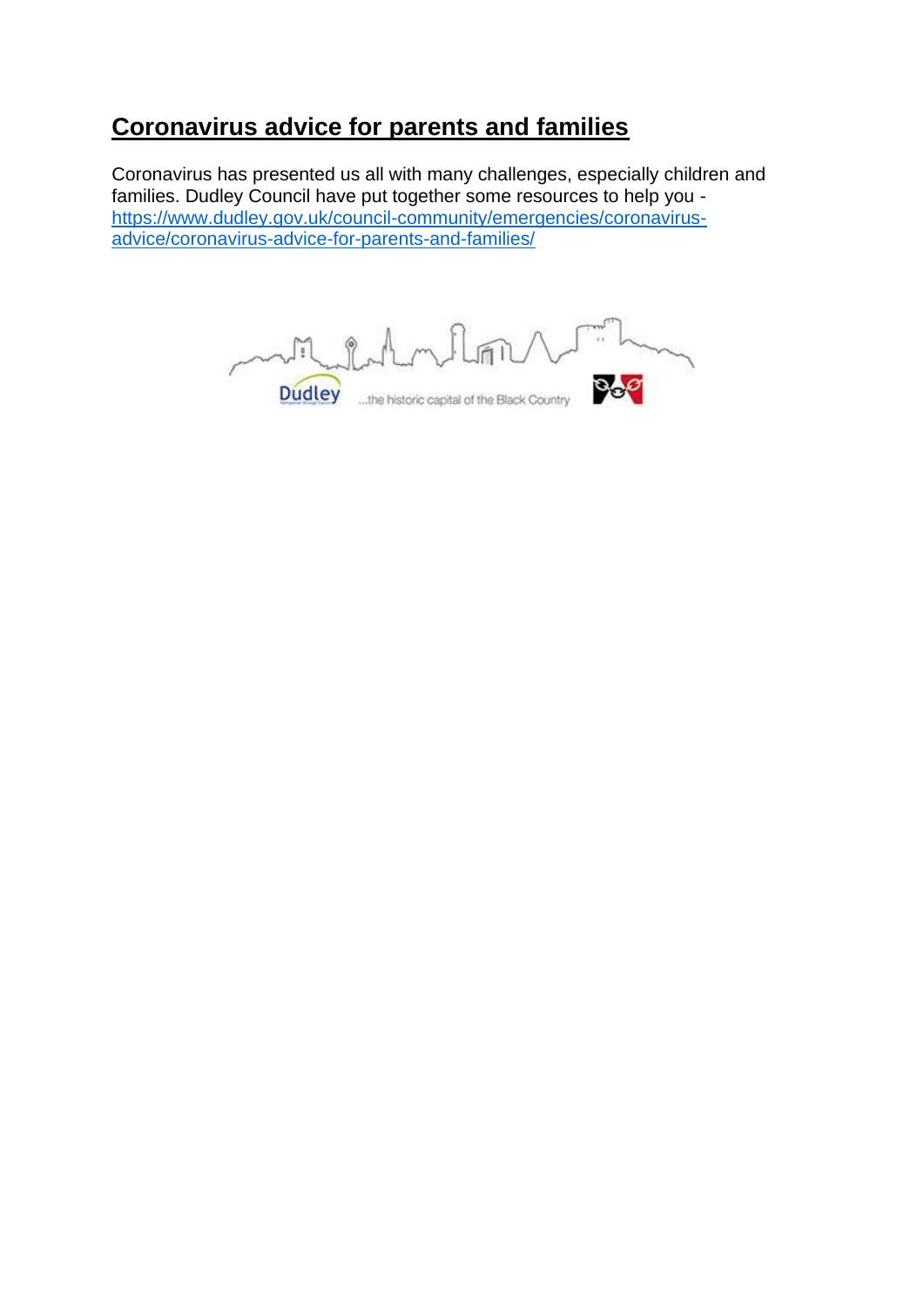## Coronavirus advice for parents and families

Coronavirus has presented us all with many challenges, especially children and families. Dudley Council have put together some resources to help you - https://www.dudley.gov.uk/council-community/emergencies/coronavirus-advice/coronavirus-advice-for-parents-and-families/

Dudley ...the historic capital of the Black Country